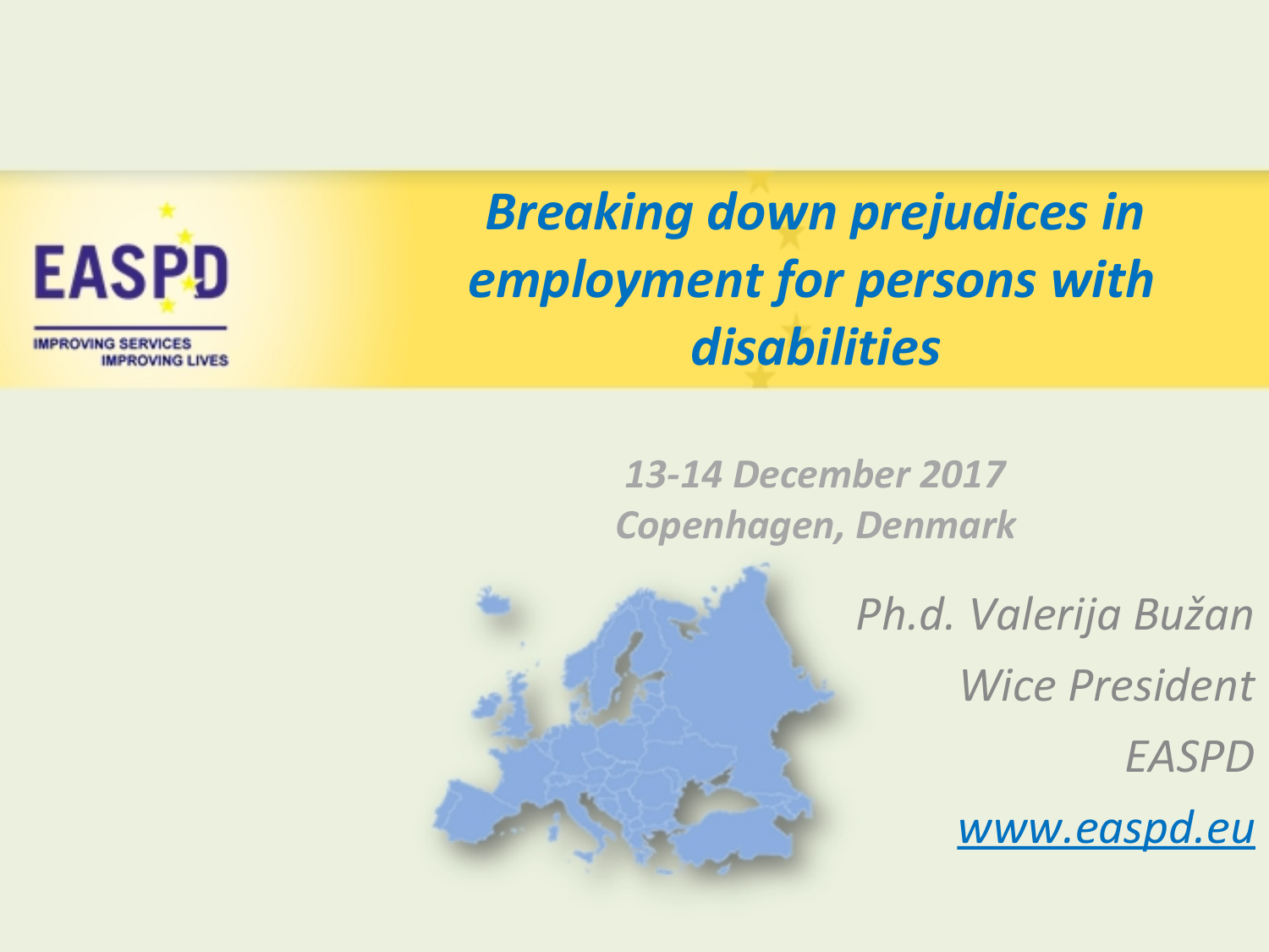EASPD

IMPROVING SERVICES
IMPROVING LIVES

# *Breaking down prejudices in employment for persons with disabilities*

***13-14 December 2017***
***Copenhagen, Denmark***

*Ph.d. Valerija Bužan*

*Wice President*

*EASPD*

*www.easpd.eu*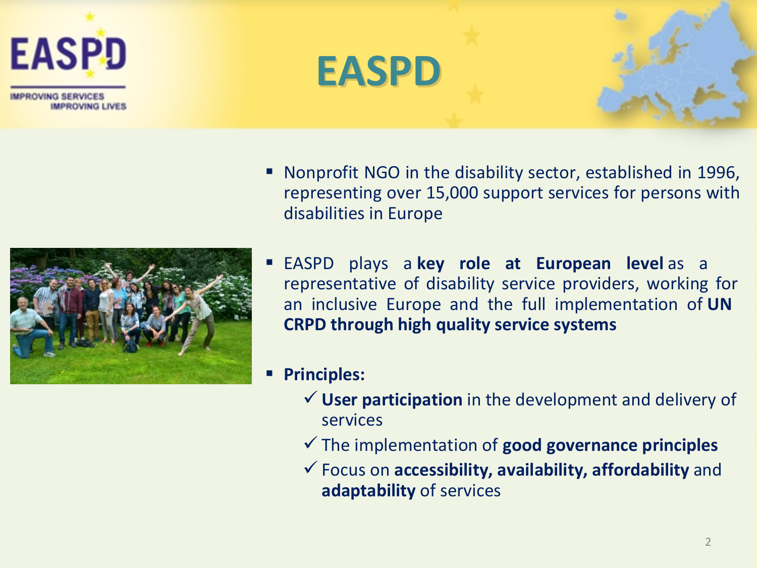# EASPD

- Nonprofit NGO in the disability sector, established in 1996, representing over 15,000 support services for persons with disabilities in Europe
- EASPD plays a **key role at European level** as a representative of disability service providers, working for an inclusive Europe and the full implementation of **UN CRPD through high quality service systems**
- **Principles:**
  - ✓ **User participation** in the development and delivery of services
  - ✓ The implementation of **good governance principles**
  - ✓ Focus on **accessibility, availability, affordability** and **adaptability** of services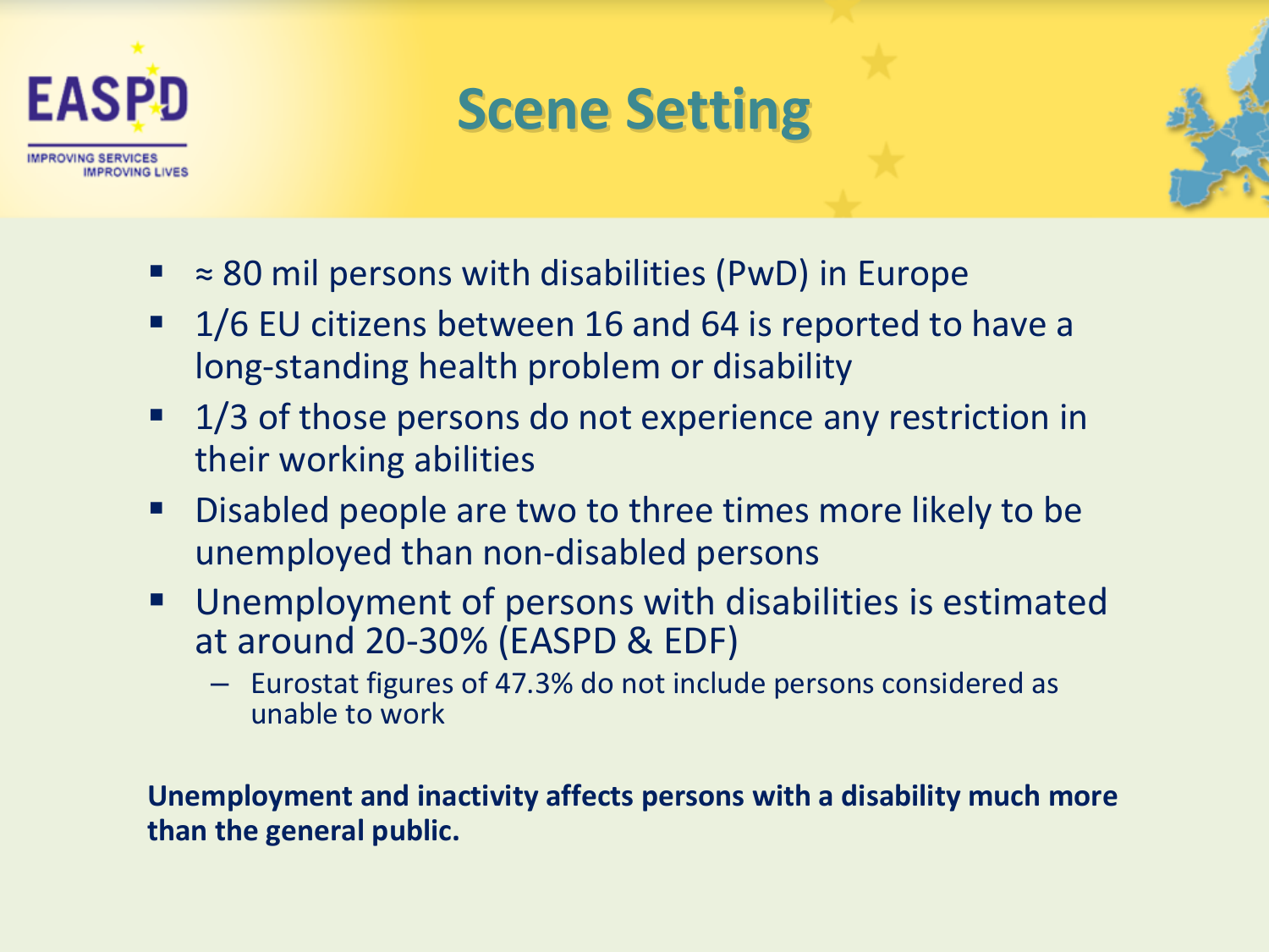# Scene Setting

- ≈ 80 mil persons with disabilities (PwD) in Europe
- 1/6 EU citizens between 16 and 64 is reported to have a long-standing health problem or disability
- 1/3 of those persons do not experience any restriction in their working abilities
- Disabled people are two to three times more likely to be unemployed than non-disabled persons
- Unemployment of persons with disabilities is estimated at around 20-30% (EASPD & EDF)
  - Eurostat figures of 47.3% do not include persons considered as unable to work

**Unemployment and inactivity affects persons with a disability much more than the general public.**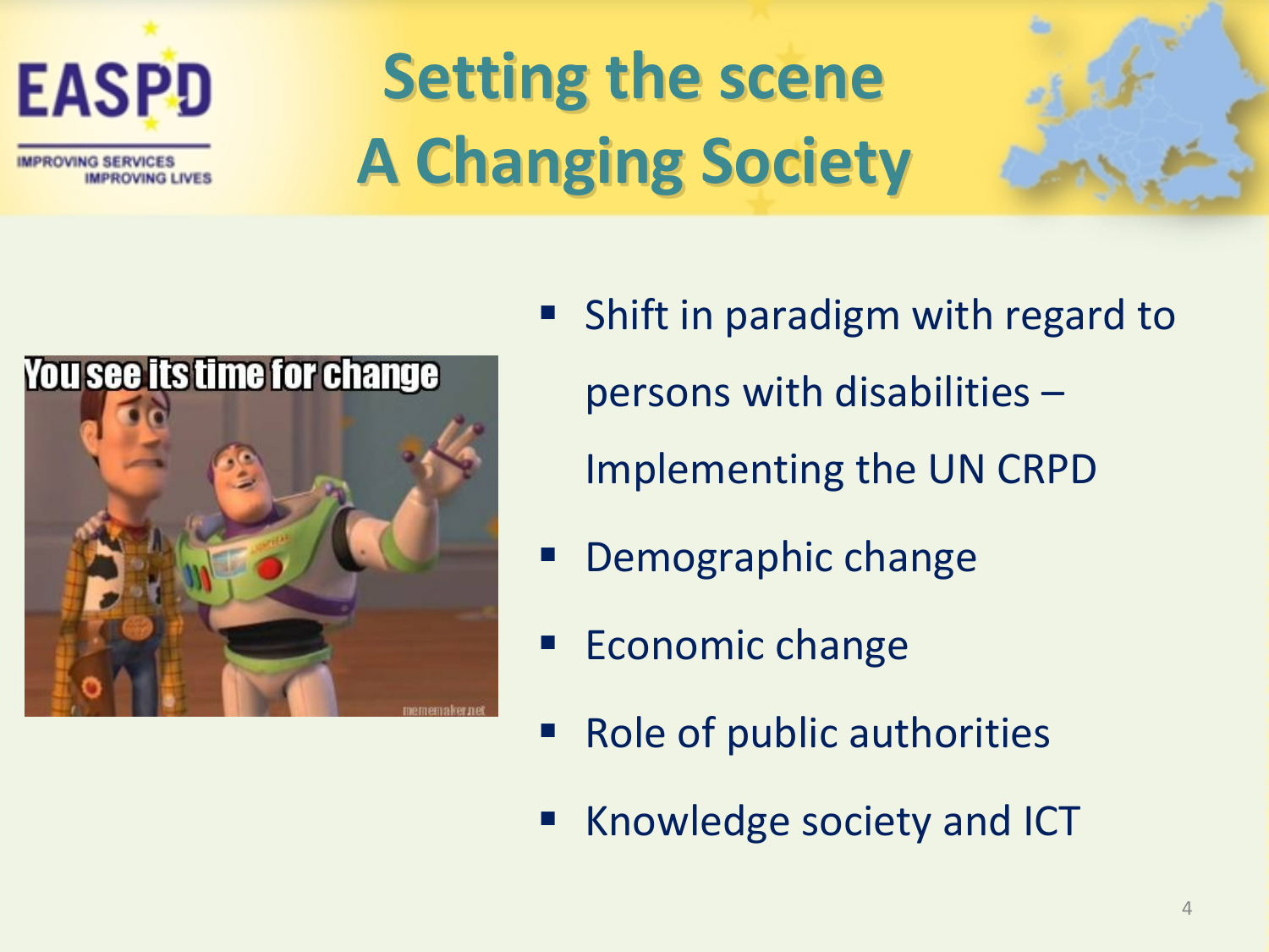# Setting the scene
# A Changing Society

- Shift in paradigm with regard to persons with disabilities – Implementing the UN CRPD
- Demographic change
- Economic change
- Role of public authorities
- Knowledge society and ICT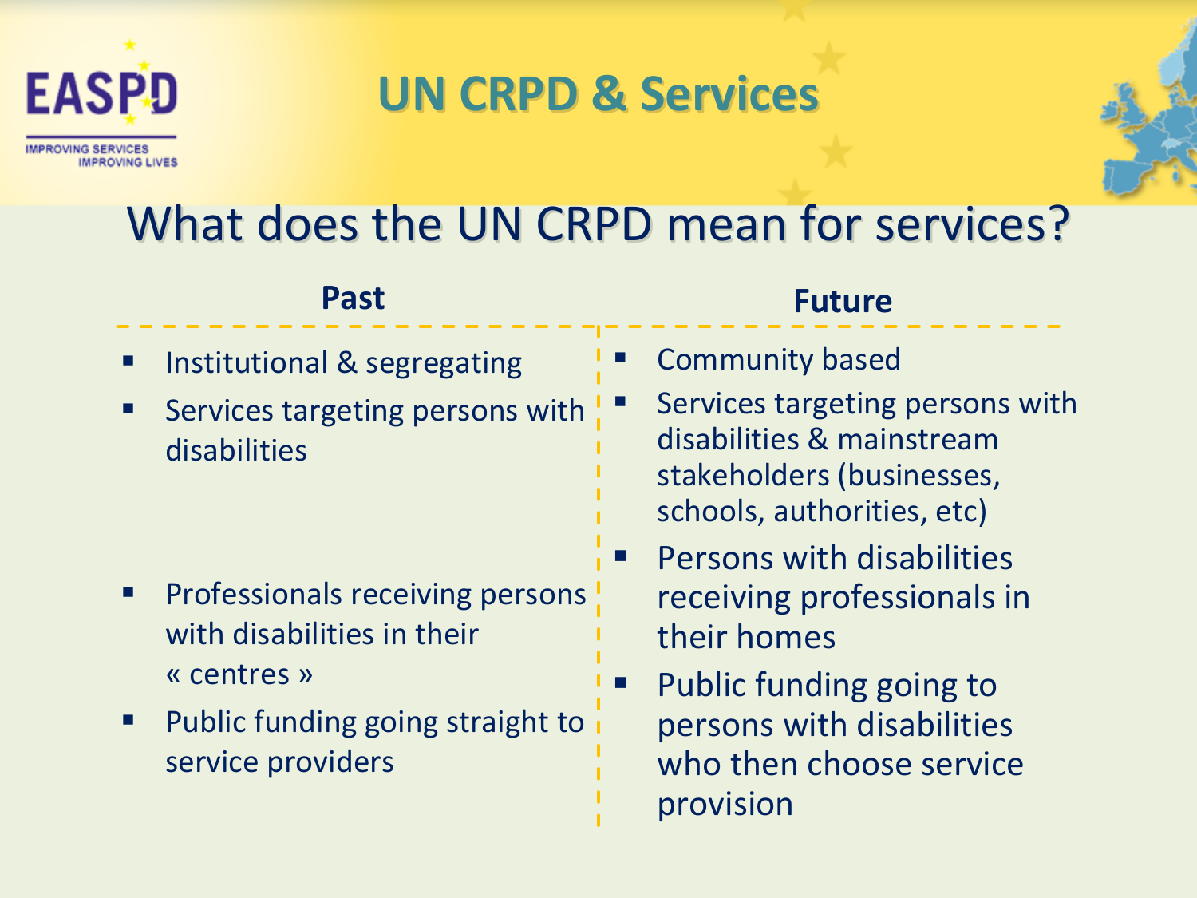# UN CRPD & Services

## What does the UN CRPD mean for services?

| Past | Future |
| --- | --- |
| Institutional & segregating | Community based |
| Services targeting persons with disabilities | Services targeting persons with disabilities & mainstream stakeholders (businesses, schools, authorities, etc) |
| Professionals receiving persons with disabilities in their « centres » | Persons with disabilities receiving professionals in their homes |
| Public funding going straight to service providers | Public funding going to persons with disabilities who then choose service provision |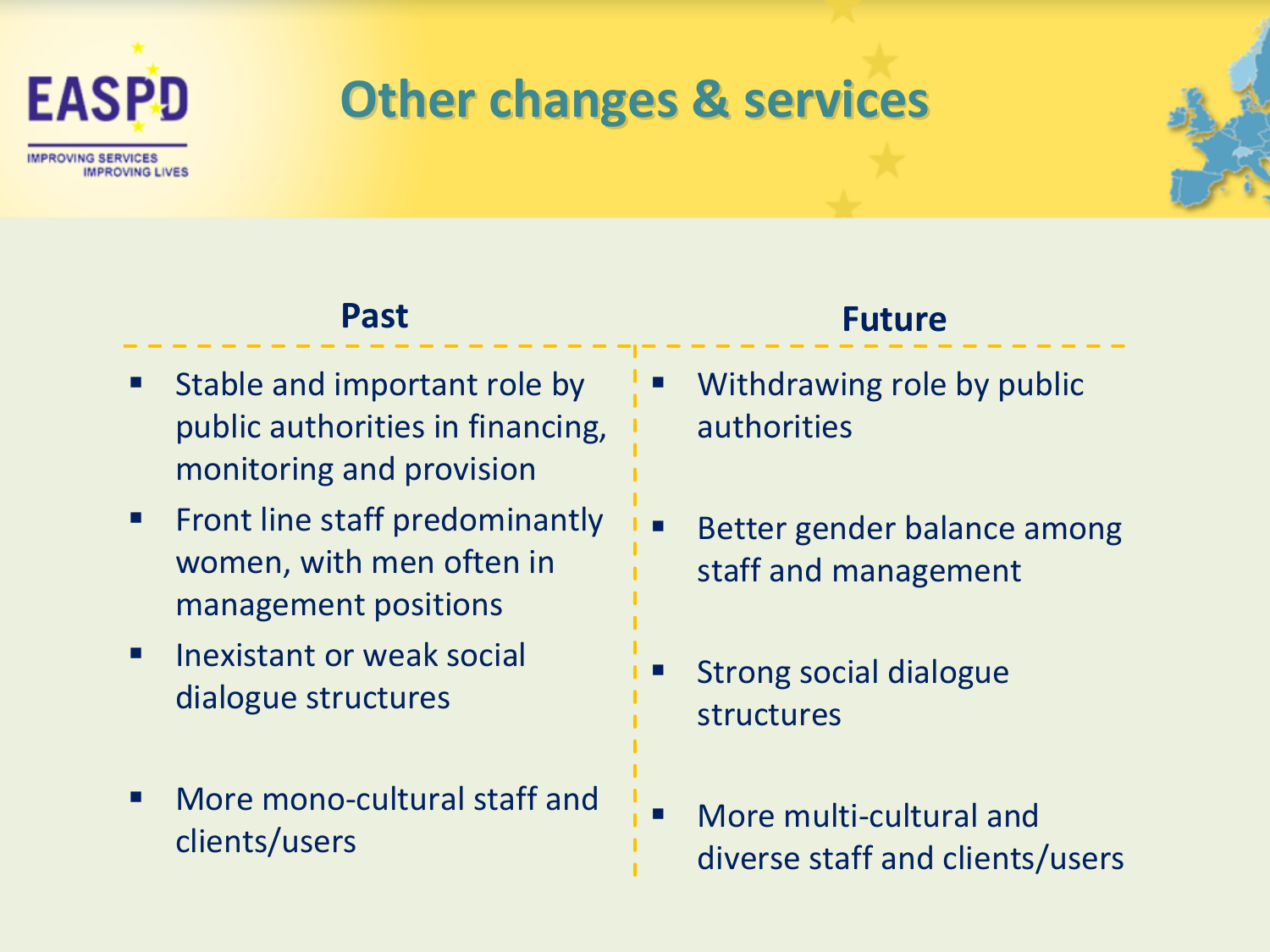# Other changes & services

| Past | Future |
| --- | --- |
| Stable and important role by public authorities in financing, monitoring and provision | Withdrawing role by public authorities |
| Front line staff predominantly women, with men often in management positions | Better gender balance among staff and management |
| Inexistant or weak social dialogue structures | Strong social dialogue structures |
| More mono-cultural staff and clients/users | More multi-cultural and diverse staff and clients/users |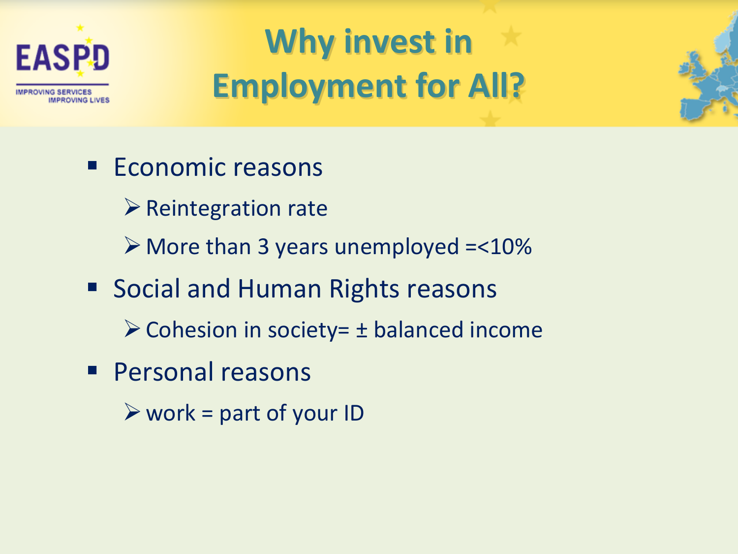# Why invest in Employment for All?

- Economic reasons
  - Reintegration rate
  - More than 3 years unemployed =<10%
- Social and Human Rights reasons
  - Cohesion in society= ± balanced income
- Personal reasons
  - work = part of your ID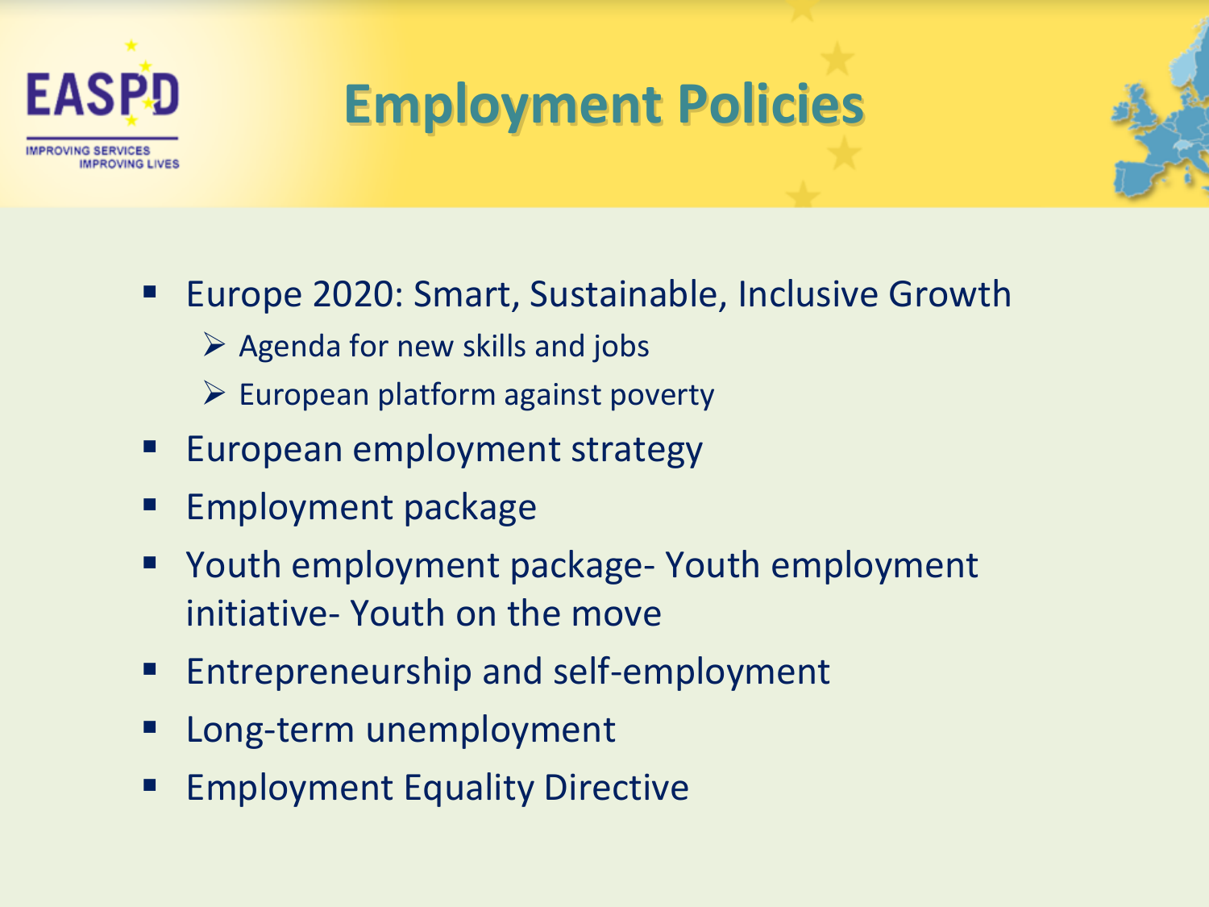# Employment Policies

- Europe 2020: Smart, Sustainable, Inclusive Growth
  - Agenda for new skills and jobs
  - European platform against poverty
- European employment strategy
- Employment package
- Youth employment package- Youth employment initiative- Youth on the move
- Entrepreneurship and self-employment
- Long-term unemployment
- Employment Equality Directive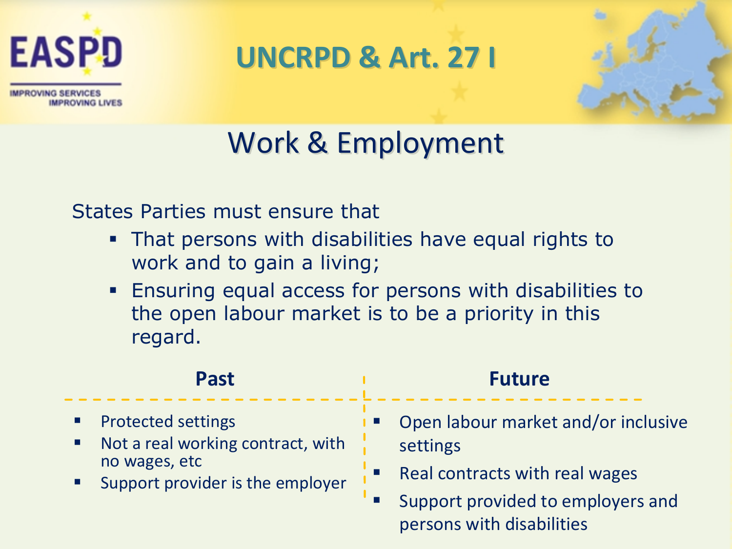# UNCRPD & Art. 27 I

## Work & Employment

States Parties must ensure that

- That persons with disabilities have equal rights to work and to gain a living;
- Ensuring equal access for persons with disabilities to the open labour market is to be a priority in this regard.

| Past | Future |
| --- | --- |
| ▪ Protected settings<br>▪ Not a real working contract, with no wages, etc<br>▪ Support provider is the employer | ▪ Open labour market and/or inclusive settings<br>▪ Real contracts with real wages<br>▪ Support provided to employers and persons with disabilities |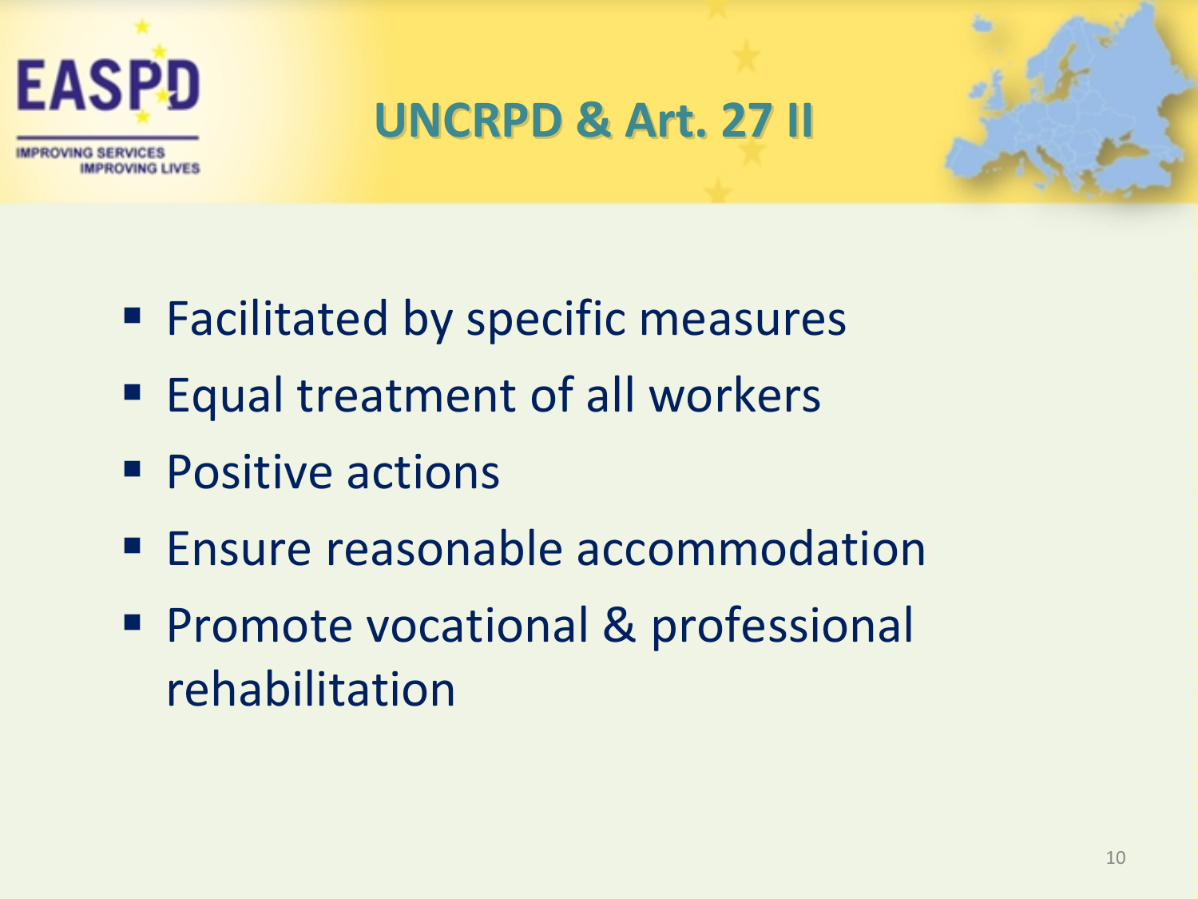# UNCRPD & Art. 27 II

- Facilitated by specific measures
- Equal treatment of all workers
- Positive actions
- Ensure reasonable accommodation
- Promote vocational & professional rehabilitation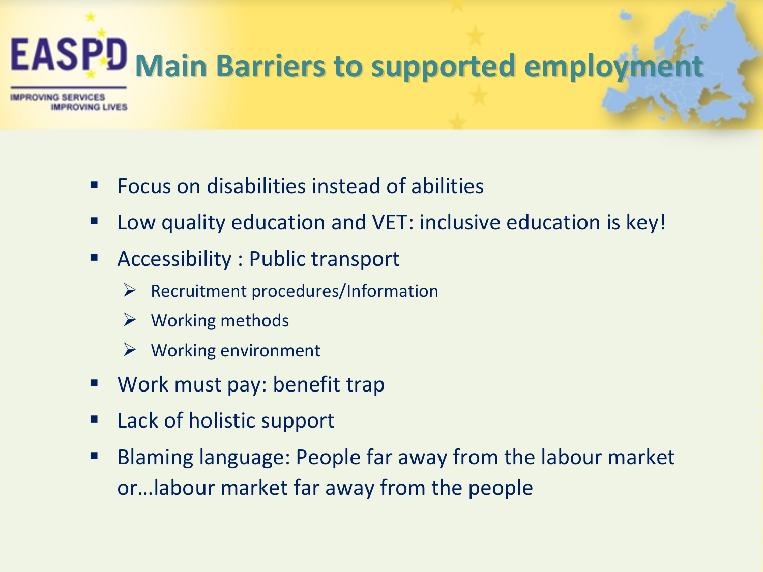# Main Barriers to supported employment

- Focus on disabilities instead of abilities
- Low quality education and VET: inclusive education is key!
- Accessibility : Public transport
  - Recruitment procedures/Information
  - Working methods
  - Working environment
- Work must pay: benefit trap
- Lack of holistic support
- Blaming language: People far away from the labour market or…labour market far away from the people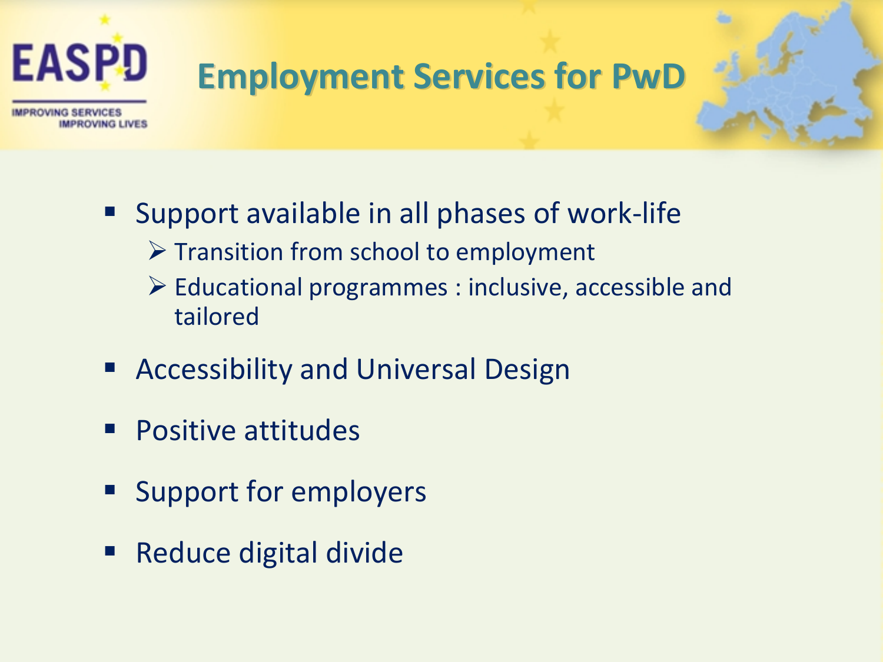# Employment Services for PwD

- Support available in all phases of work-life
  - Transition from school to employment
  - Educational programmes : inclusive, accessible and tailored
- Accessibility and Universal Design
- Positive attitudes
- Support for employers
- Reduce digital divide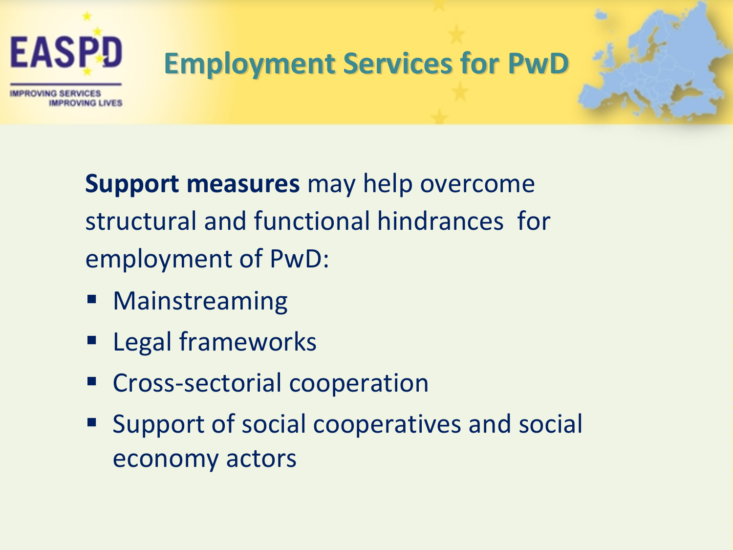# Employment Services for PwD

**Support measures** may help overcome structural and functional hindrances for employment of PwD:

- Mainstreaming
- Legal frameworks
- Cross-sectorial cooperation
- Support of social cooperatives and social economy actors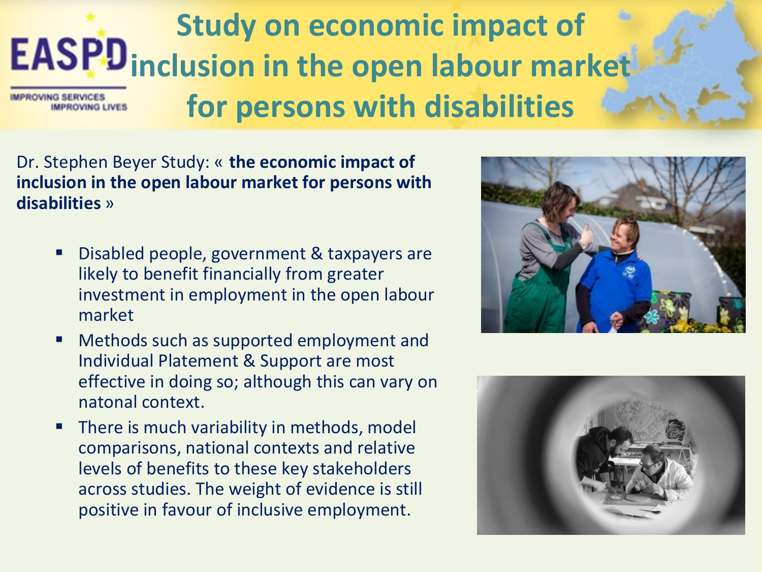# Study on economic impact of inclusion in the open labour market for persons with disabilities

EASPD
IMPROVING SERVICES IMPROVING LIVES

Dr. Stephen Beyer Study: « **the economic impact of inclusion in the open labour market for persons with disabilities** »

- Disabled people, government & taxpayers are likely to benefit financially from greater investment in employment in the open labour market
- Methods such as supported employment and Individual Platement & Support are most effective in doing so; although this can vary on natonal context.
- There is much variability in methods, model comparisons, national contexts and relative levels of benefits to these key stakeholders across studies. The weight of evidence is still positive in favour of inclusive employment.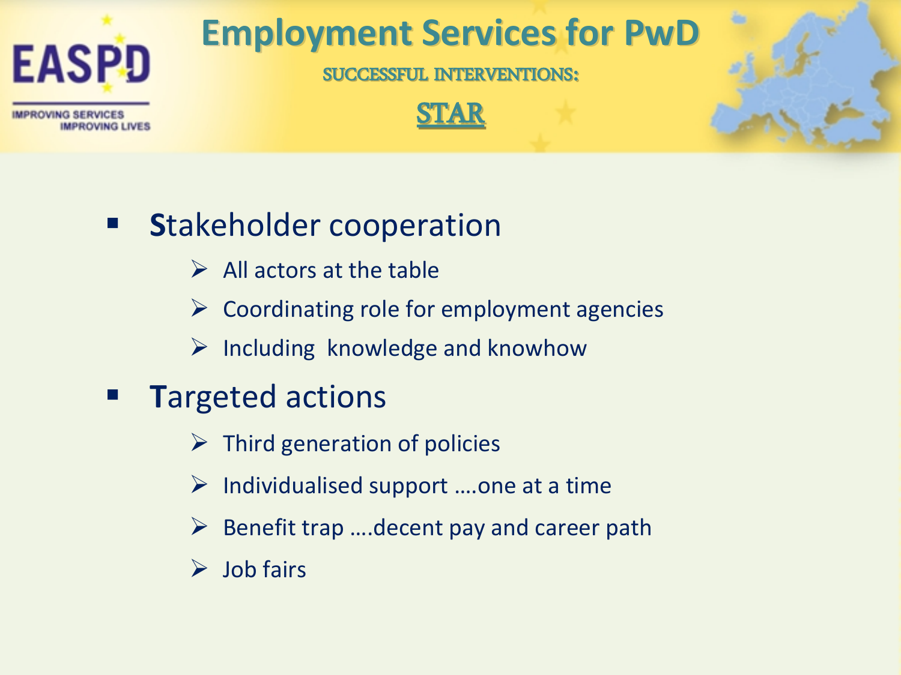# Employment Services for PwD

SUCCESSFUL INTERVENTIONS:

STAR

- **S**takeholder cooperation
  - All actors at the table
  - Coordinating role for employment agencies
  - Including knowledge and knowhow
- **T**argeted actions
  - Third generation of policies
  - Individualised support ….one at a time
  - Benefit trap ….decent pay and career path
  - Job fairs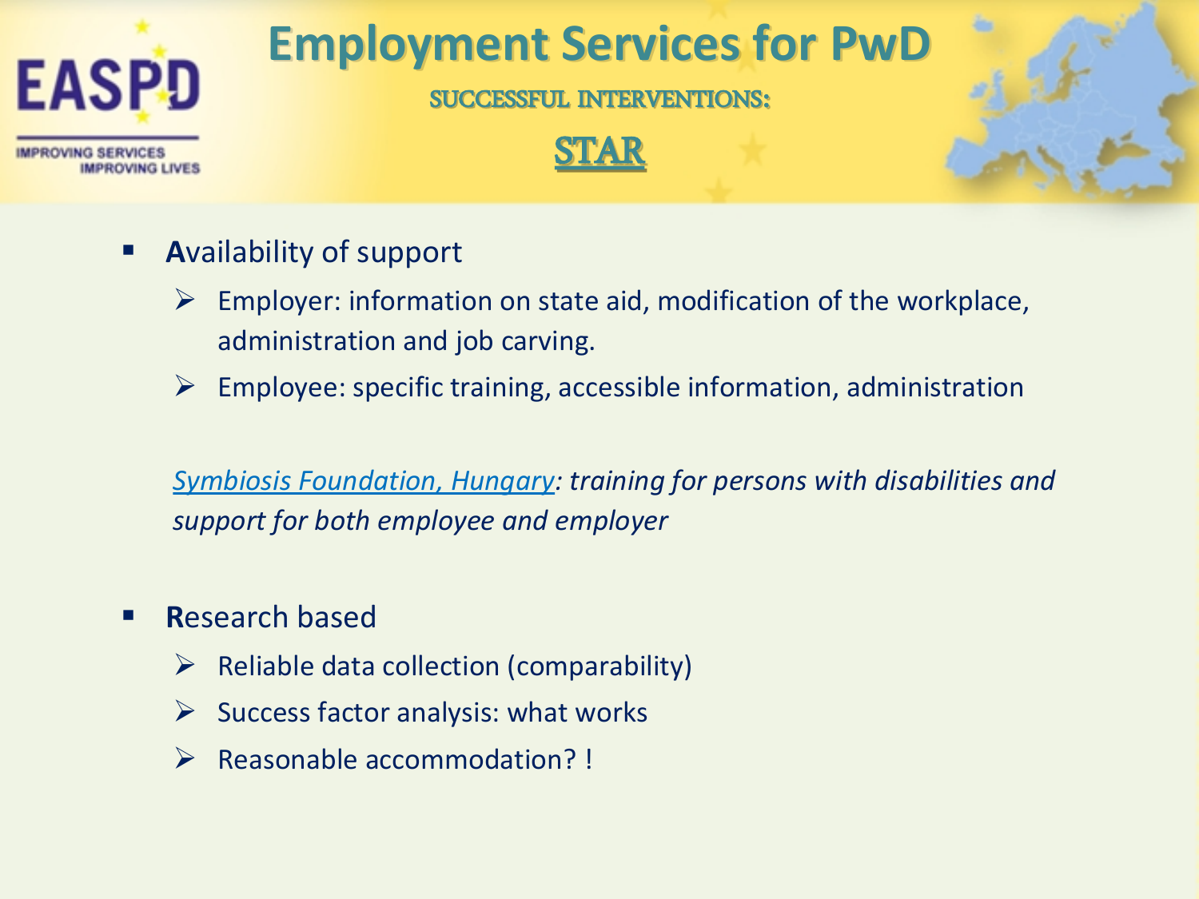# Employment Services for PwD

## SUCCESSFUL INTERVENTIONS:

## STAR

- **A**vailability of support
  - Employer: information on state aid, modification of the workplace, administration and job carving.
  - Employee: specific training, accessible information, administration

  *Symbiosis Foundation, Hungary: training for persons with disabilities and support for both employee and employer*

- **R**esearch based
  - Reliable data collection (comparability)
  - Success factor analysis: what works
  - Reasonable accommodation? !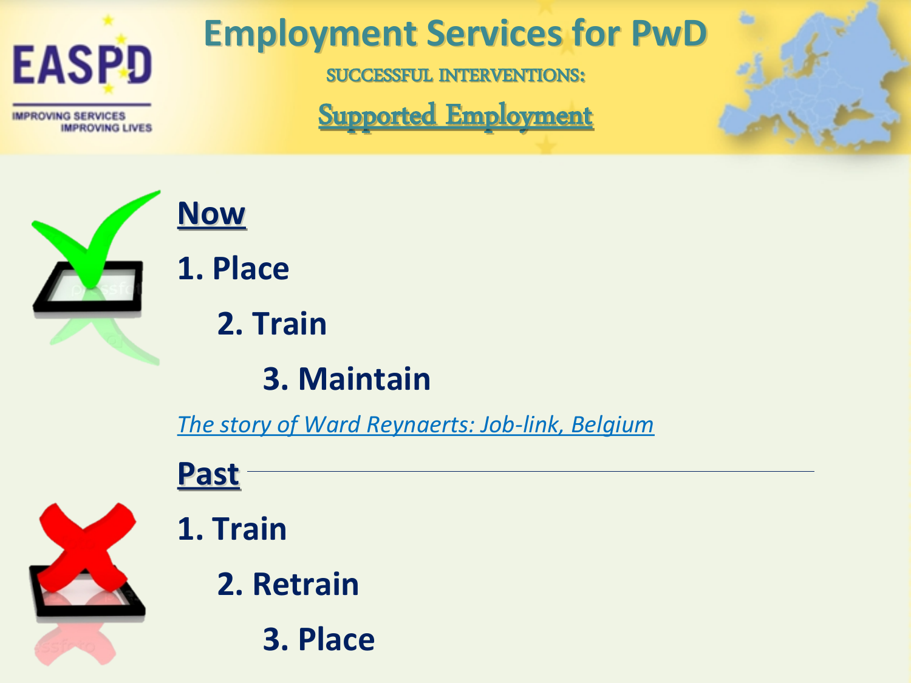# Employment Services for PwD

SUCCESSFUL INTERVENTIONS:

## Supported Employment

**Now**

1. Place
2. Train
3. Maintain

*The story of Ward Reynaerts: Job-link, Belgium*

**Past**

1. Train
2. Retrain
3. Place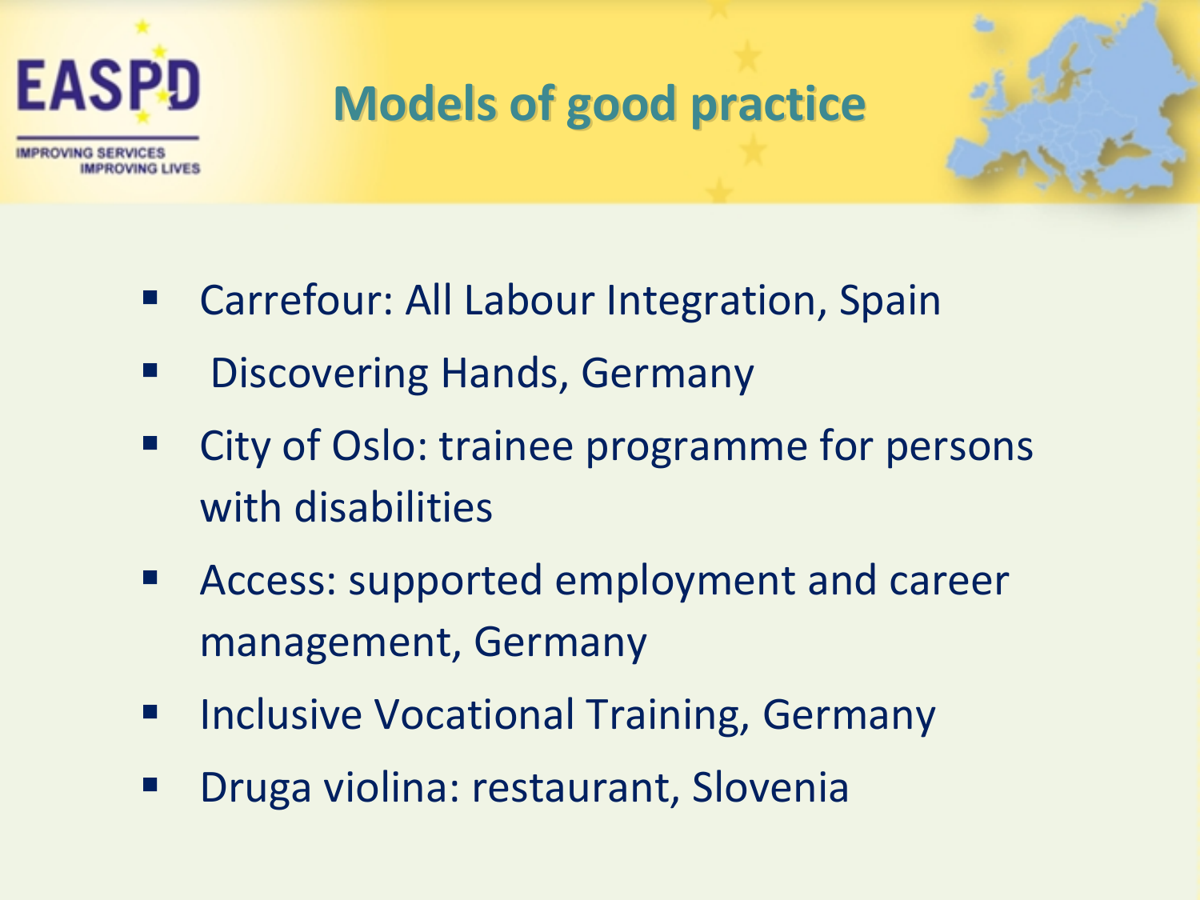# Models of good practice

- Carrefour: All Labour Integration, Spain
- Discovering Hands, Germany
- City of Oslo: trainee programme for persons with disabilities
- Access: supported employment and career management, Germany
- Inclusive Vocational Training, Germany
- Druga violina: restaurant, Slovenia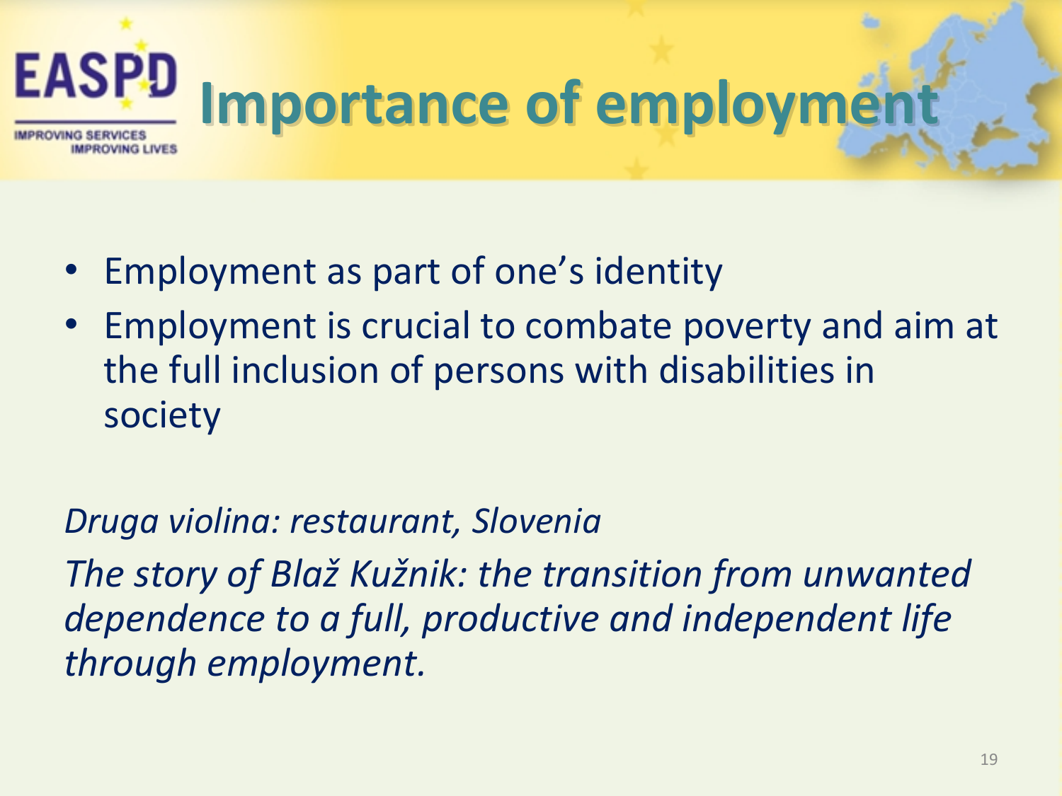# Importance of employment

- Employment as part of one's identity
- Employment is crucial to combate poverty and aim at the full inclusion of persons with disabilities in society

*Druga violina: restaurant, Slovenia*

*The story of Blaž Kužnik: the transition from unwanted dependence to a full, productive and independent life through employment.*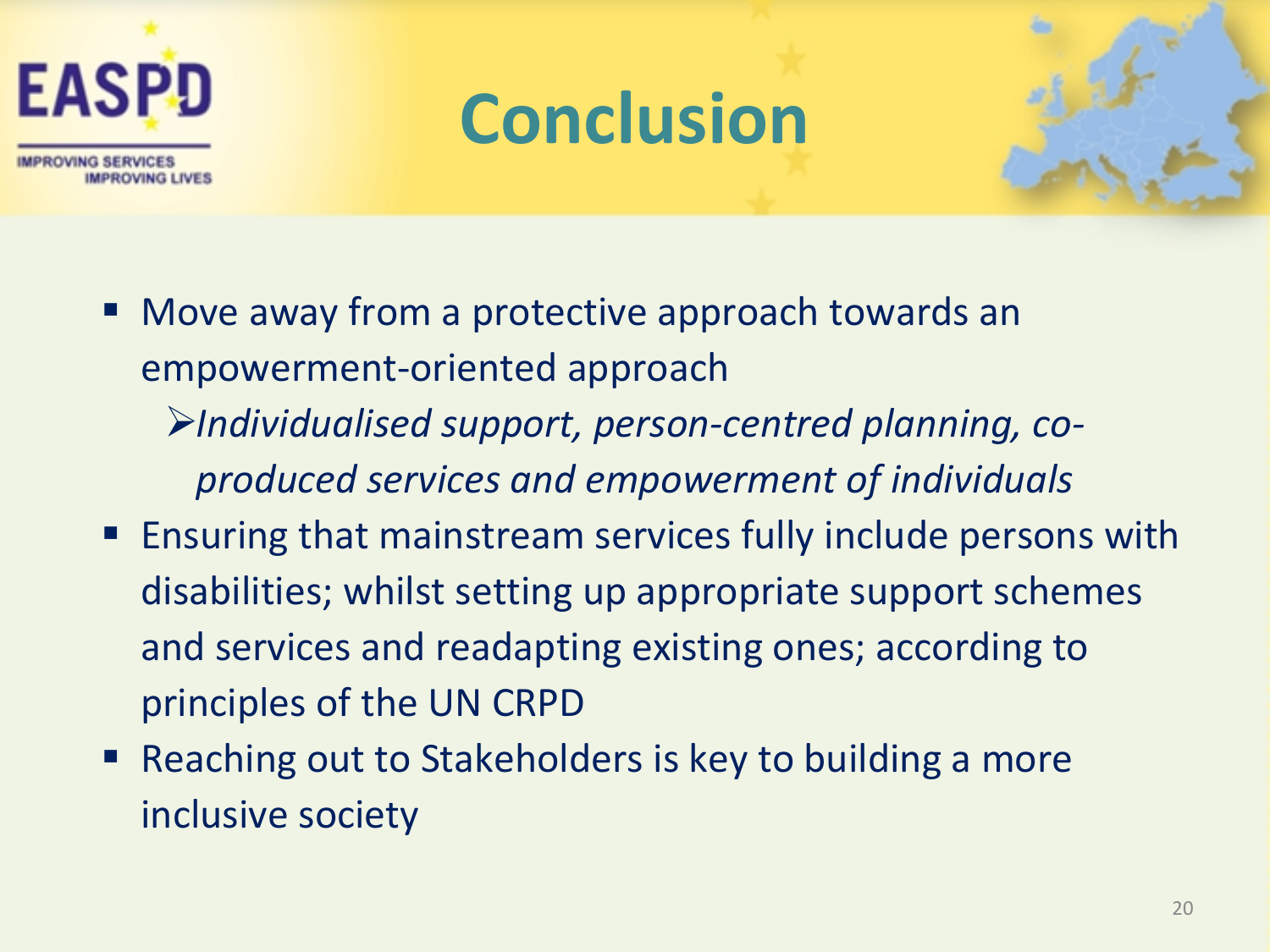# Conclusion

- Move away from a protective approach towards an empowerment-oriented approach
  - *Individualised support, person-centred planning, co-produced services and empowerment of individuals*
- Ensuring that mainstream services fully include persons with disabilities; whilst setting up appropriate support schemes and services and readapting existing ones; according to principles of the UN CRPD
- Reaching out to Stakeholders is key to building a more inclusive society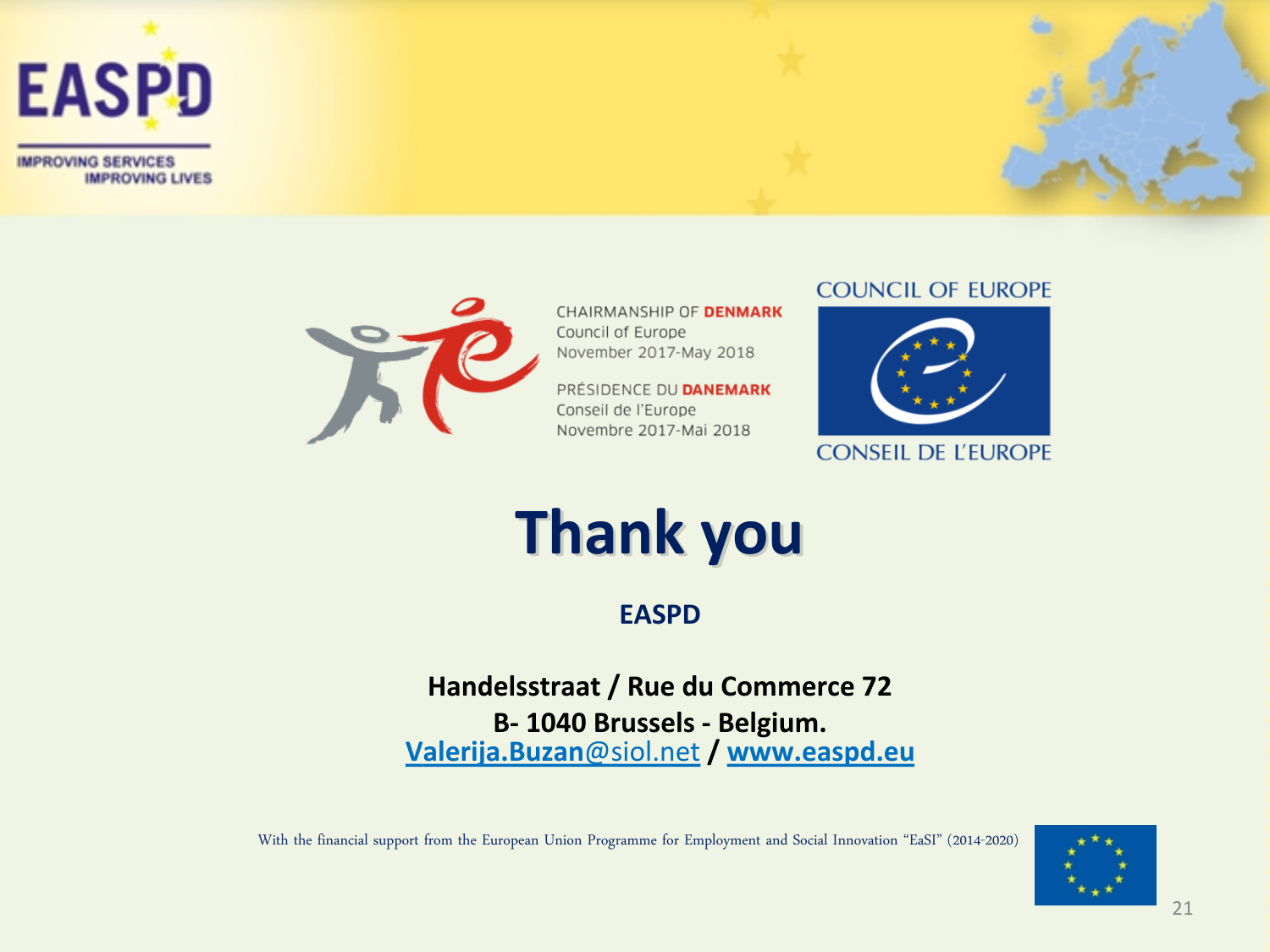EASPD

IMPROVING SERVICES
IMPROVING LIVES

CHAIRMANSHIP OF **DENMARK**
Council of Europe
November 2017-May 2018

PRÉSIDENCE DU **DANEMARK**
Conseil de l'Europe
Novembre 2017-Mai 2018

COUNCIL OF EUROPE

CONSEIL DE L'EUROPE

# Thank you

**EASPD**

**Handelsstraat / Rue du Commerce 72**
**B- 1040 Brussels - Belgium.**
**Valerija.Buzan**@siol.net / **www.easpd.eu**

With the financial support from the European Union Programme for Employment and Social Innovation "EaSI" (2014-2020)